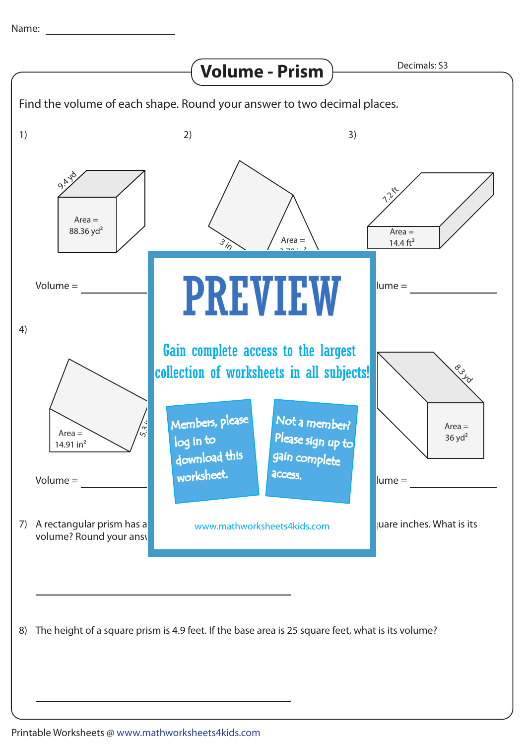Name: ____________________

# Volume - Prism

Decimals: S3

Find the volume of each shape. Round your answer to two decimal places.

1)

9.4 yd

Area = 88.36 $yd^2$

Volume = ____________

2)

3 in

Area = 2.79 $in^2$

3)

7.2 ft

Area = 14.4 $ft^2$

Volume = ____________

4)

Area = 14.91 $in^2$

5.3 in

Volume = ____________

6)

8.3 yd

Area = 36 $yd^2$

Volume = ____________

PREVIEW

Gain complete access to the largest collection of worksheets in all subjects!

Members, please log in to download this worksheet.

Not a member? Please sign up to gain complete access.

www.mathworksheets4kids.com

7) A rectangular prism has a ... square inches. What is its volume? Round your answer ...

____________________________________

8) The height of a square prism is 4.9 feet. If the base area is 25 square feet, what is its volume?

____________________________________

Printable Worksheets @ www.mathworksheets4kids.com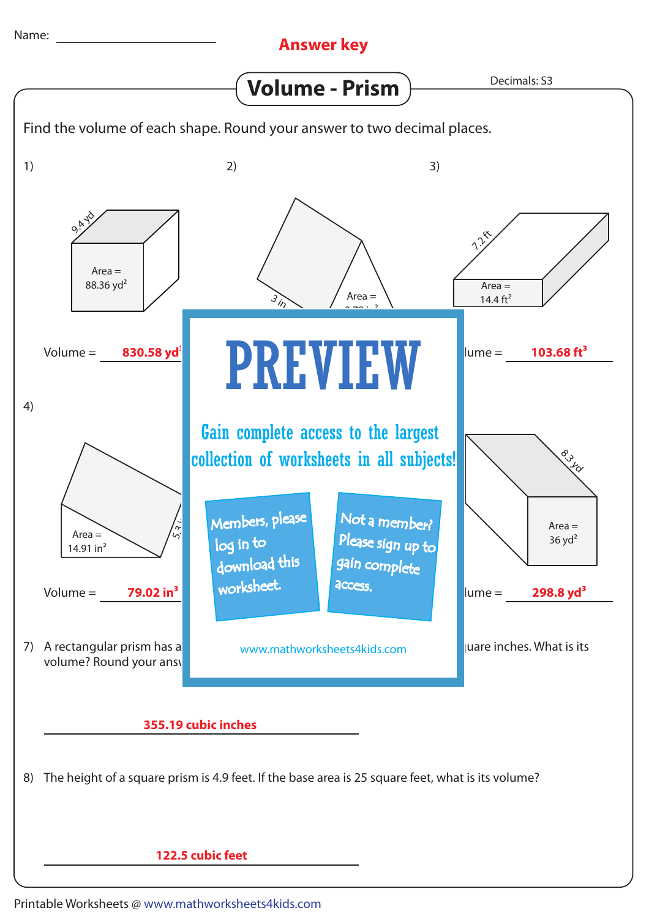Name: ____________________

**Answer key**

# Volume - Prism

Decimals: S3

Find the volume of each shape. Round your answer to two decimal places.

1)

9.4 yd

Area = 88.36 $yd^2$

Volume = **830.58 $yd^3$**

2)

3 in

Area = 

3)

7.2 ft

Area = 14.4 $ft^2$

Volume = **103.68 $ft^3$**

4)

Area = 14.91 $in^2$

5.3 in

Volume = **79.02 $in^3$**

6)

8.3 yd

Area = 36 $yd^2$

Volume = **298.8 $yd^3$**

**PREVIEW**

Gain complete access to the largest collection of worksheets in all subjects!

Members, please log in to download this worksheet.

Not a member? Please sign up to gain complete access.

www.mathworksheets4kids.com

7) A rectangular prism has a ... uare inches. What is its volume? Round your answ...

**355.19 cubic inches**

8) The height of a square prism is 4.9 feet. If the base area is 25 square feet, what is its volume?

**122.5 cubic feet**